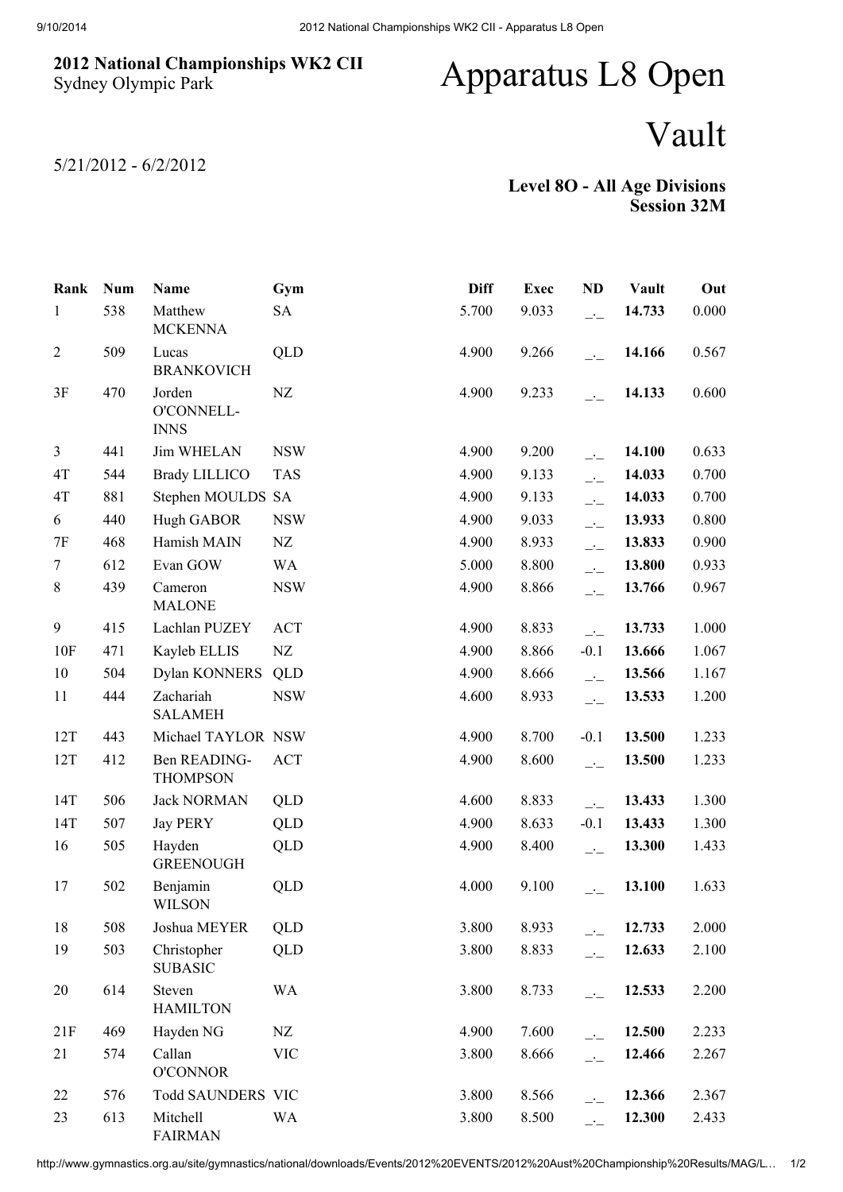**2012 National Championships WK2 CII**
Sydney Olympic Park

5/21/2012 - 6/2/2012

# Apparatus L8 Open

# Vault

**Level 8O - All Age Divisions**
**Session 32M**

| Rank | Num | Name | Gym | Diff | Exec | ND | Vault | Out |
|---|---|---|---|---|---|---|---|---|
| 1 | 538 | Matthew MCKENNA | SA | 5.700 | 9.033 | _._ | **14.733** | 0.000 |
| 2 | 509 | Lucas BRANKOVICH | QLD | 4.900 | 9.266 | _._ | **14.166** | 0.567 |
| 3F | 470 | Jorden O'CONNELL-INNS | NZ | 4.900 | 9.233 | _._ | **14.133** | 0.600 |
| 3 | 441 | Jim WHELAN | NSW | 4.900 | 9.200 | _._ | **14.100** | 0.633 |
| 4T | 544 | Brady LILLICO | TAS | 4.900 | 9.133 | _._ | **14.033** | 0.700 |
| 4T | 881 | Stephen MOULDS | SA | 4.900 | 9.133 | _._ | **14.033** | 0.700 |
| 6 | 440 | Hugh GABOR | NSW | 4.900 | 9.033 | _._ | **13.933** | 0.800 |
| 7F | 468 | Hamish MAIN | NZ | 4.900 | 8.933 | _._ | **13.833** | 0.900 |
| 7 | 612 | Evan GOW | WA | 5.000 | 8.800 | _._ | **13.800** | 0.933 |
| 8 | 439 | Cameron MALONE | NSW | 4.900 | 8.866 | _._ | **13.766** | 0.967 |
| 9 | 415 | Lachlan PUZEY | ACT | 4.900 | 8.833 | _._ | **13.733** | 1.000 |
| 10F | 471 | Kayleb ELLIS | NZ | 4.900 | 8.866 | -0.1 | **13.666** | 1.067 |
| 10 | 504 | Dylan KONNERS | QLD | 4.900 | 8.666 | _._ | **13.566** | 1.167 |
| 11 | 444 | Zachariah SALAMEH | NSW | 4.600 | 8.933 | _._ | **13.533** | 1.200 |
| 12T | 443 | Michael TAYLOR | NSW | 4.900 | 8.700 | -0.1 | **13.500** | 1.233 |
| 12T | 412 | Ben READING-THOMPSON | ACT | 4.900 | 8.600 | _._ | **13.500** | 1.233 |
| 14T | 506 | Jack NORMAN | QLD | 4.600 | 8.833 | _._ | **13.433** | 1.300 |
| 14T | 507 | Jay PERY | QLD | 4.900 | 8.633 | -0.1 | **13.433** | 1.300 |
| 16 | 505 | Hayden GREENOUGH | QLD | 4.900 | 8.400 | _._ | **13.300** | 1.433 |
| 17 | 502 | Benjamin WILSON | QLD | 4.000 | 9.100 | _._ | **13.100** | 1.633 |
| 18 | 508 | Joshua MEYER | QLD | 3.800 | 8.933 | _._ | **12.733** | 2.000 |
| 19 | 503 | Christopher SUBASIC | QLD | 3.800 | 8.833 | _._ | **12.633** | 2.100 |
| 20 | 614 | Steven HAMILTON | WA | 3.800 | 8.733 | _._ | **12.533** | 2.200 |
| 21F | 469 | Hayden NG | NZ | 4.900 | 7.600 | _._ | **12.500** | 2.233 |
| 21 | 574 | Callan O'CONNOR | VIC | 3.800 | 8.666 | _._ | **12.466** | 2.267 |
| 22 | 576 | Todd SAUNDERS | VIC | 3.800 | 8.566 | _._ | **12.366** | 2.367 |
| 23 | 613 | Mitchell FAIRMAN | WA | 3.800 | 8.500 | _._ | **12.300** | 2.433 |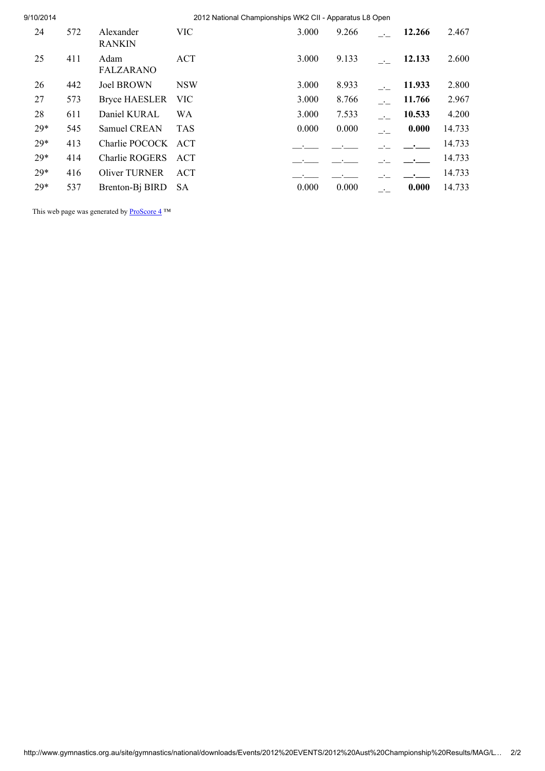| | | | | | | | | |
|---|---|---|---|---|---|---|---|---|
| 24 | 572 | Alexander RANKIN | VIC | 3.000 | 9.266 | _._ | **12.266** | 2.467 |
| 25 | 411 | Adam FALZARANO | ACT | 3.000 | 9.133 | _._ | **12.133** | 2.600 |
| 26 | 442 | Joel BROWN | NSW | 3.000 | 8.933 | _._ | **11.933** | 2.800 |
| 27 | 573 | Bryce HAESLER | VIC | 3.000 | 8.766 | _._ | **11.766** | 2.967 |
| 28 | 611 | Daniel KURAL | WA | 3.000 | 7.533 | _._ | **10.533** | 4.200 |
| 29* | 545 | Samuel CREAN | TAS | 0.000 | 0.000 | _._ | **0.000** | 14.733 |
| 29* | 413 | Charlie POCOCK | ACT | __.___ | __.___ | _._ | **__.___** | 14.733 |
| 29* | 414 | Charlie ROGERS | ACT | __.___ | __.___ | _._ | **__.___** | 14.733 |
| 29* | 416 | Oliver TURNER | ACT | __.___ | __.___ | _._ | **__.___** | 14.733 |
| 29* | 537 | Brenton-Bj BIRD | SA | 0.000 | 0.000 | _._ | **0.000** | 14.733 |

This web page was generated by ProScore 4 ™